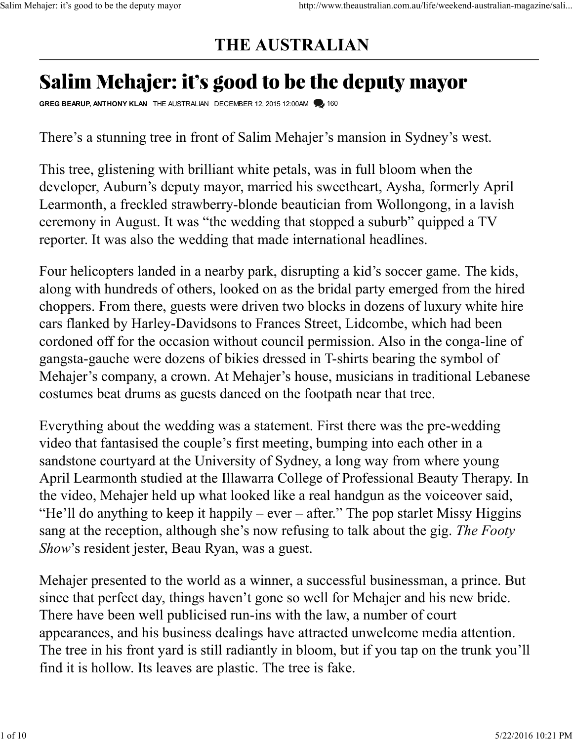# THE AUSTRALIAN

# Salim Mehajer: it's good to be the deputy mayor

**GREG BEARUP, ANTHONY KLAN** THE AUSTRALIAN DECEMBER 12, 2015 12:00AM 160

There's a stunning tree in front of Salim Mehajer's mansion in Sydney's west.

This tree, glistening with brilliant white petals, was in full bloom when the developer, Auburn's deputy mayor, married his sweetheart, Aysha, formerly April Learmonth, a freckled strawberry-blonde beautician from Wollongong, in a lavish ceremony in August. It was "the wedding that stopped a suburb" quipped a TV reporter. It was also the wedding that made international headlines.

Four helicopters landed in a nearby park, disrupting a kid's soccer game. The kids, along with hundreds of others, looked on as the bridal party emerged from the hired choppers. From there, guests were driven two blocks in dozens of luxury white hire cars flanked by Harley-Davidsons to Frances Street, Lidcombe, which had been cordoned off for the occasion without council permission. Also in the conga-line of gangsta-gauche were dozens of bikies dressed in T-shirts bearing the symbol of Mehajer's company, a crown. At Mehajer's house, musicians in traditional Lebanese costumes beat drums as guests danced on the footpath near that tree.

Everything about the wedding was a statement. First there was the pre-wedding video that fantasised the couple's first meeting, bumping into each other in a sandstone courtyard at the University of Sydney, a long way from where young April Learmonth studied at the Illawarra College of Professional Beauty Therapy. In the video, Mehajer held up what looked like a real handgun as the voiceover said, "He'll do anything to keep it happily – ever – after." The pop starlet Missy Higgins sang at the reception, although she's now refusing to talk about the gig. *The Footy Show*'s resident jester, Beau Ryan, was a guest.

Mehajer presented to the world as a winner, a successful businessman, a prince. But since that perfect day, things haven't gone so well for Mehajer and his new bride. There have been well publicised run-ins with the law, a number of court appearances, and his business dealings have attracted unwelcome media attention. The tree in his front yard is still radiantly in bloom, but if you tap on the trunk you'll find it is hollow. Its leaves are plastic. The tree is fake.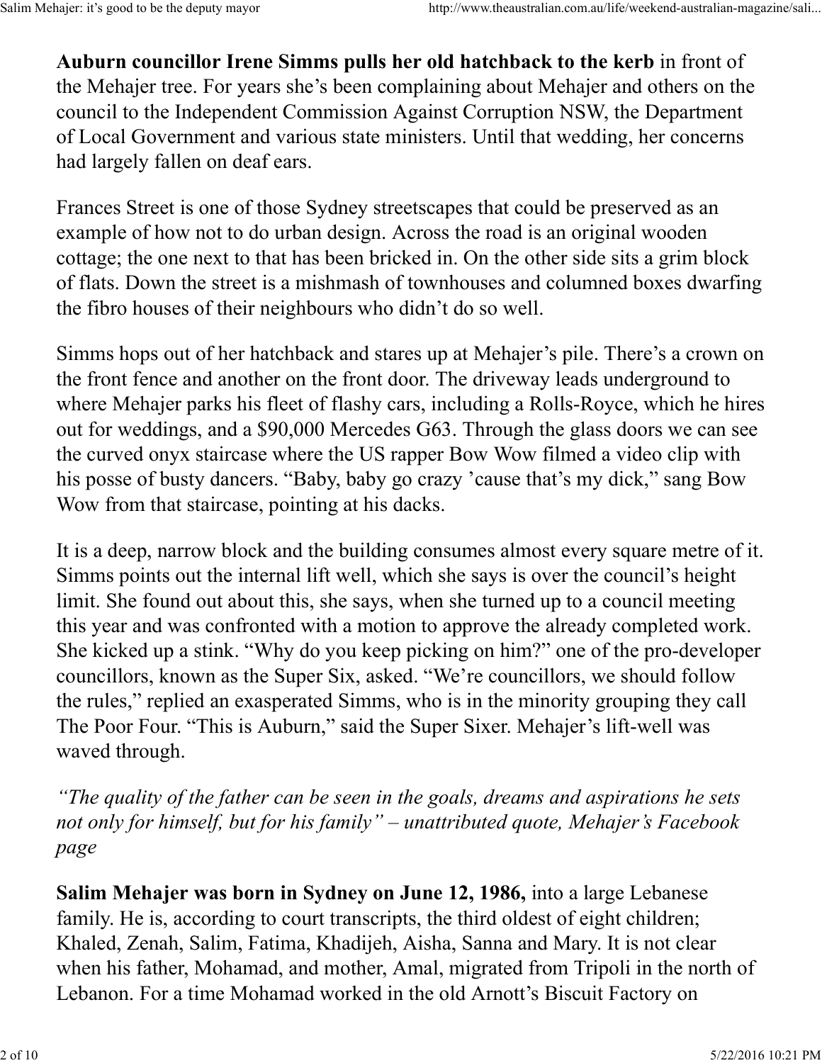**Auburn councillor Irene Simms pulls her old hatchback to the kerb** in front of the Mehajer tree. For years she's been complaining about Mehajer and others on the council to the Independent Commission Against Corruption NSW, the Department of Local Government and various state ministers. Until that wedding, her concerns had largely fallen on deaf ears.

Frances Street is one of those Sydney streetscapes that could be preserved as an example of how not to do urban design. Across the road is an original wooden cottage; the one next to that has been bricked in. On the other side sits a grim block of flats. Down the street is a mishmash of townhouses and columned boxes dwarfing the fibro houses of their neighbours who didn't do so well.

Simms hops out of her hatchback and stares up at Mehajer's pile. There's a crown on the front fence and another on the front door. The driveway leads underground to where Mehajer parks his fleet of flashy cars, including a Rolls-Royce, which he hires out for weddings, and a $90,000 Mercedes G63. Through the glass doors we can see the curved onyx staircase where the US rapper Bow Wow filmed a video clip with his posse of busty dancers. "Baby, baby go crazy 'cause that's my dick," sang Bow Wow from that staircase, pointing at his dacks.

It is a deep, narrow block and the building consumes almost every square metre of it. Simms points out the internal lift well, which she says is over the council's height limit. She found out about this, she says, when she turned up to a council meeting this year and was confronted with a motion to approve the already completed work. She kicked up a stink. "Why do you keep picking on him?" one of the pro-developer councillors, known as the Super Six, asked. "We're councillors, we should follow the rules," replied an exasperated Simms, who is in the minority grouping they call The Poor Four. "This is Auburn," said the Super Sixer. Mehajer's lift-well was waved through.

*"The quality of the father can be seen in the goals, dreams and aspirations he sets not only for himself, but for his family" – unattributed quote, Mehajer's Facebook page*

**Salim Mehajer was born in Sydney on June 12, 1986,** into a large Lebanese family. He is, according to court transcripts, the third oldest of eight children; Khaled, Zenah, Salim, Fatima, Khadijeh, Aisha, Sanna and Mary. It is not clear when his father, Mohamad, and mother, Amal, migrated from Tripoli in the north of Lebanon. For a time Mohamad worked in the old Arnott's Biscuit Factory on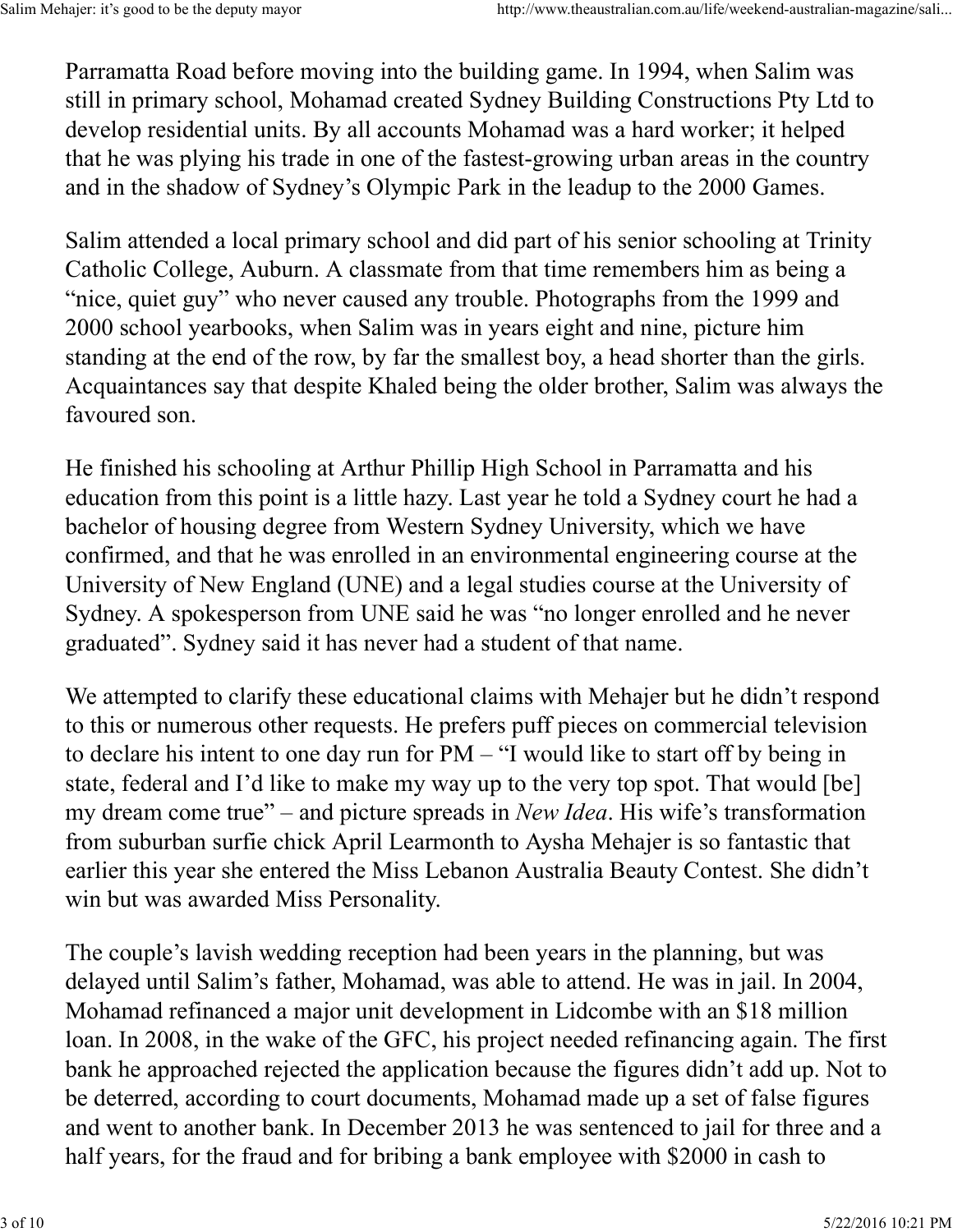Parramatta Road before moving into the building game. In 1994, when Salim was still in primary school, Mohamad created Sydney Building Constructions Pty Ltd to develop residential units. By all accounts Mohamad was a hard worker; it helped that he was plying his trade in one of the fastest-growing urban areas in the country and in the shadow of Sydney's Olympic Park in the leadup to the 2000 Games.

Salim attended a local primary school and did part of his senior schooling at Trinity Catholic College, Auburn. A classmate from that time remembers him as being a "nice, quiet guy" who never caused any trouble. Photographs from the 1999 and 2000 school yearbooks, when Salim was in years eight and nine, picture him standing at the end of the row, by far the smallest boy, a head shorter than the girls. Acquaintances say that despite Khaled being the older brother, Salim was always the favoured son.

He finished his schooling at Arthur Phillip High School in Parramatta and his education from this point is a little hazy. Last year he told a Sydney court he had a bachelor of housing degree from Western Sydney University, which we have confirmed, and that he was enrolled in an environmental engineering course at the University of New England (UNE) and a legal studies course at the University of Sydney. A spokesperson from UNE said he was "no longer enrolled and he never graduated". Sydney said it has never had a student of that name.

We attempted to clarify these educational claims with Mehajer but he didn't respond to this or numerous other requests. He prefers puff pieces on commercial television to declare his intent to one day run for PM – "I would like to start off by being in state, federal and I'd like to make my way up to the very top spot. That would [be] my dream come true" – and picture spreads in *New Idea*. His wife's transformation from suburban surfie chick April Learmonth to Aysha Mehajer is so fantastic that earlier this year she entered the Miss Lebanon Australia Beauty Contest. She didn't win but was awarded Miss Personality.

The couple's lavish wedding reception had been years in the planning, but was delayed until Salim's father, Mohamad, was able to attend. He was in jail. In 2004, Mohamad refinanced a major unit development in Lidcombe with an $18 million loan. In 2008, in the wake of the GFC, his project needed refinancing again. The first bank he approached rejected the application because the figures didn't add up. Not to be deterred, according to court documents, Mohamad made up a set of false figures and went to another bank. In December 2013 he was sentenced to jail for three and a half years, for the fraud and for bribing a bank employee with $2000 in cash to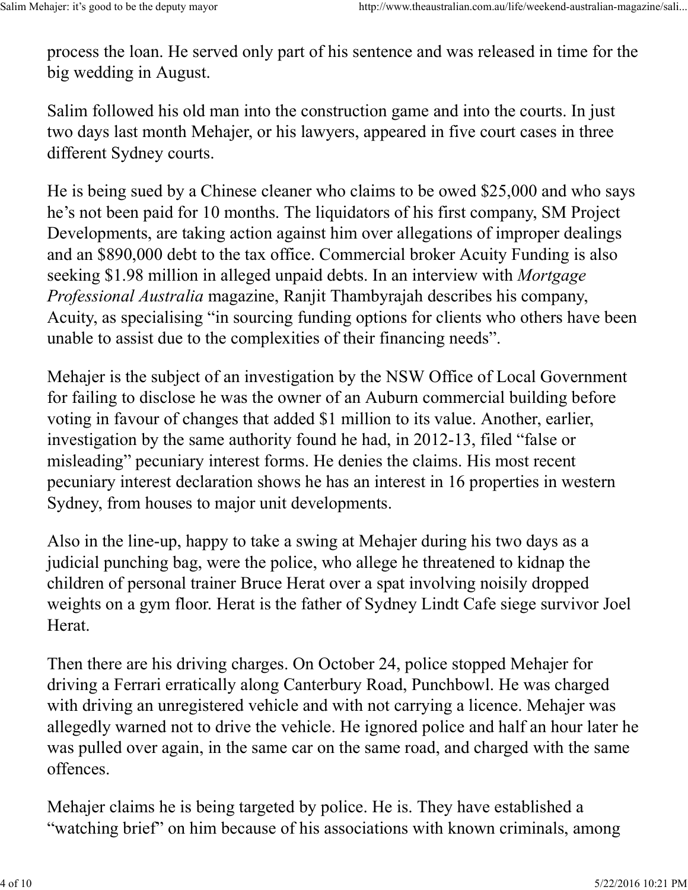process the loan. He served only part of his sentence and was released in time for the big wedding in August.

Salim followed his old man into the construction game and into the courts. In just two days last month Mehajer, or his lawyers, appeared in five court cases in three different Sydney courts.

He is being sued by a Chinese cleaner who claims to be owed $25,000 and who says he's not been paid for 10 months. The liquidators of his first company, SM Project Developments, are taking action against him over allegations of improper dealings and an $890,000 debt to the tax office. Commercial broker Acuity Funding is also seeking $1.98 million in alleged unpaid debts. In an interview with *Mortgage Professional Australia* magazine, Ranjit Thambyrajah describes his company, Acuity, as specialising "in sourcing funding options for clients who others have been unable to assist due to the complexities of their financing needs".

Mehajer is the subject of an investigation by the NSW Office of Local Government for failing to disclose he was the owner of an Auburn commercial building before voting in favour of changes that added $1 million to its value. Another, earlier, investigation by the same authority found he had, in 2012-13, filed "false or misleading" pecuniary interest forms. He denies the claims. His most recent pecuniary interest declaration shows he has an interest in 16 properties in western Sydney, from houses to major unit developments.

Also in the line-up, happy to take a swing at Mehajer during his two days as a judicial punching bag, were the police, who allege he threatened to kidnap the children of personal trainer Bruce Herat over a spat involving noisily dropped weights on a gym floor. Herat is the father of Sydney Lindt Cafe siege survivor Joel Herat.

Then there are his driving charges. On October 24, police stopped Mehajer for driving a Ferrari erratically along Canterbury Road, Punchbowl. He was charged with driving an unregistered vehicle and with not carrying a licence. Mehajer was allegedly warned not to drive the vehicle. He ignored police and half an hour later he was pulled over again, in the same car on the same road, and charged with the same offences.

Mehajer claims he is being targeted by police. He is. They have established a "watching brief" on him because of his associations with known criminals, among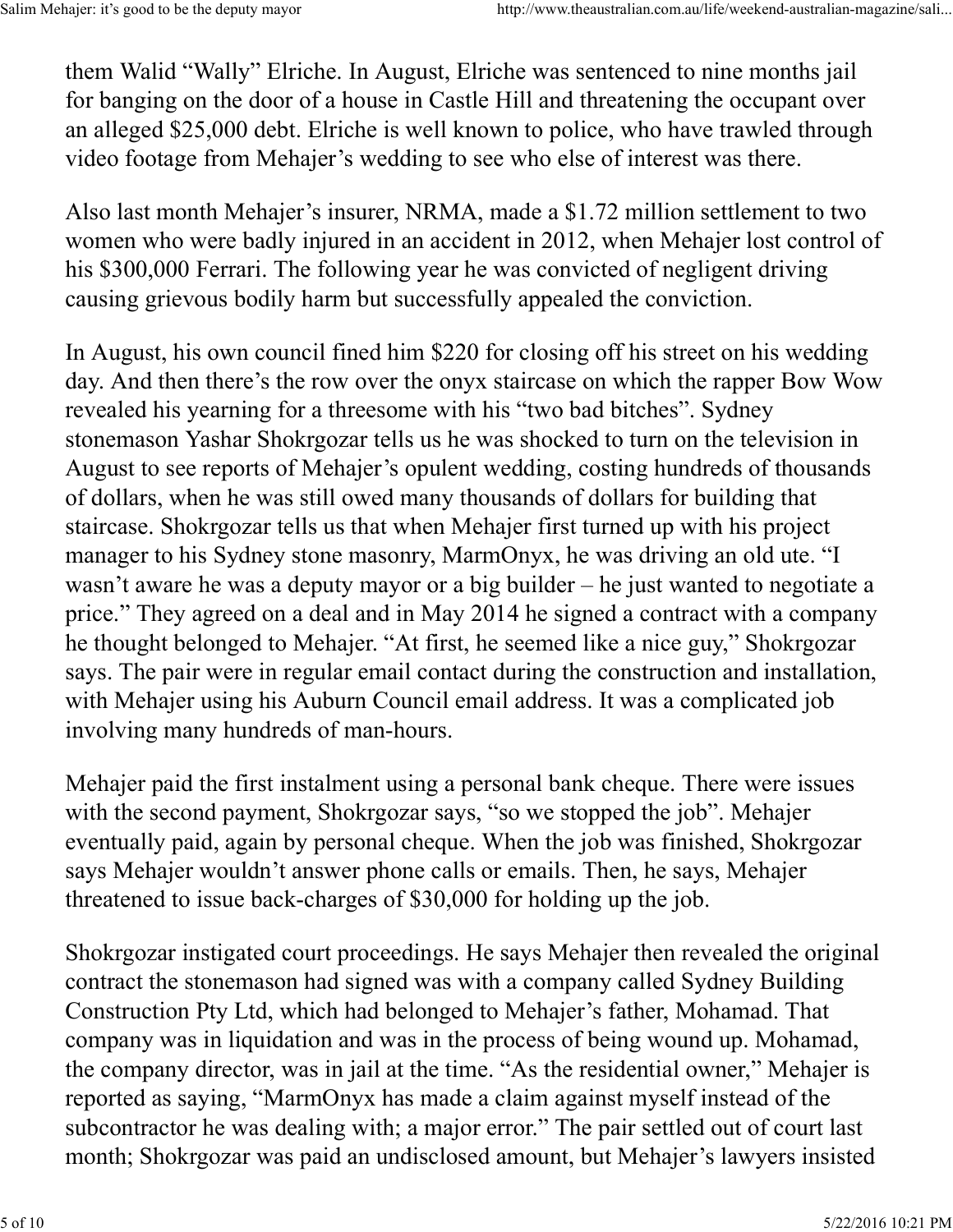them Walid “Wally” Elriche. In August, Elriche was sentenced to nine months jail for banging on the door of a house in Castle Hill and threatening the occupant over an alleged $25,000 debt. Elriche is well known to police, who have trawled through video footage from Mehajer’s wedding to see who else of interest was there.

Also last month Mehajer’s insurer, NRMA, made a $1.72 million settlement to two women who were badly injured in an accident in 2012, when Mehajer lost control of his $300,000 Ferrari. The following year he was convicted of negligent driving causing grievous bodily harm but successfully appealed the conviction.

In August, his own council fined him $220 for closing off his street on his wedding day. And then there’s the row over the onyx staircase on which the rapper Bow Wow revealed his yearning for a threesome with his “two bad bitches”. Sydney stonemason Yashar Shokrgozar tells us he was shocked to turn on the television in August to see reports of Mehajer’s opulent wedding, costing hundreds of thousands of dollars, when he was still owed many thousands of dollars for building that staircase. Shokrgozar tells us that when Mehajer first turned up with his project manager to his Sydney stone masonry, MarmOnyx, he was driving an old ute. “I wasn’t aware he was a deputy mayor or a big builder – he just wanted to negotiate a price.” They agreed on a deal and in May 2014 he signed a contract with a company he thought belonged to Mehajer. “At first, he seemed like a nice guy,” Shokrgozar says. The pair were in regular email contact during the construction and installation, with Mehajer using his Auburn Council email address. It was a complicated job involving many hundreds of man-hours.

Mehajer paid the first instalment using a personal bank cheque. There were issues with the second payment, Shokrgozar says, “so we stopped the job”. Mehajer eventually paid, again by personal cheque. When the job was finished, Shokrgozar says Mehajer wouldn’t answer phone calls or emails. Then, he says, Mehajer threatened to issue back-charges of $30,000 for holding up the job.

Shokrgozar instigated court proceedings. He says Mehajer then revealed the original contract the stonemason had signed was with a company called Sydney Building Construction Pty Ltd, which had belonged to Mehajer’s father, Mohamad. That company was in liquidation and was in the process of being wound up. Mohamad, the company director, was in jail at the time. “As the residential owner,” Mehajer is reported as saying, “MarmOnyx has made a claim against myself instead of the subcontractor he was dealing with; a major error.” The pair settled out of court last month; Shokrgozar was paid an undisclosed amount, but Mehajer’s lawyers insisted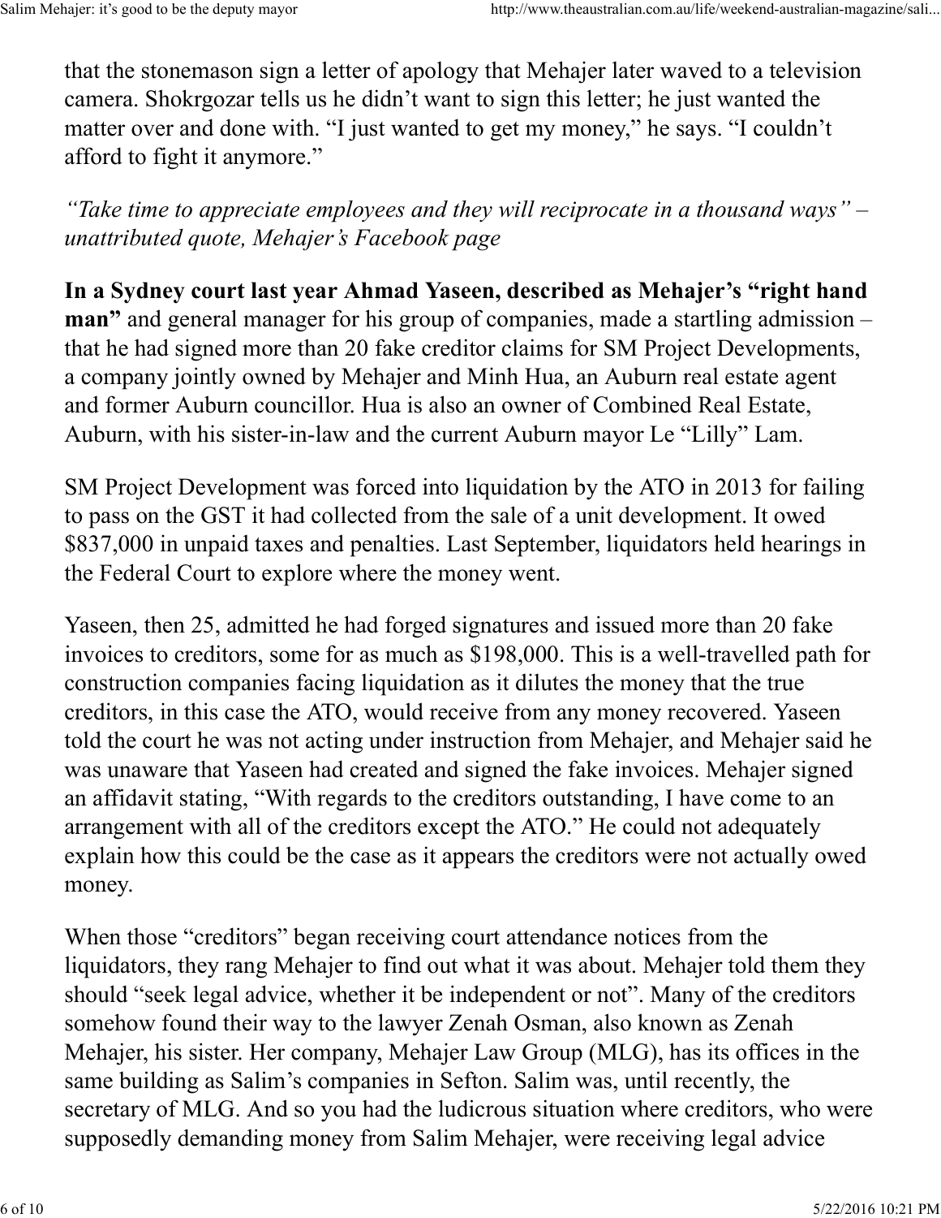that the stonemason sign a letter of apology that Mehajer later waved to a television camera. Shokrgozar tells us he didn't want to sign this letter; he just wanted the matter over and done with. "I just wanted to get my money," he says. "I couldn't afford to fight it anymore."

*"Take time to appreciate employees and they will reciprocate in a thousand ways" – unattributed quote, Mehajer's Facebook page*

**In a Sydney court last year Ahmad Yaseen, described as Mehajer's "right hand man"** and general manager for his group of companies, made a startling admission – that he had signed more than 20 fake creditor claims for SM Project Developments, a company jointly owned by Mehajer and Minh Hua, an Auburn real estate agent and former Auburn councillor. Hua is also an owner of Combined Real Estate, Auburn, with his sister-in-law and the current Auburn mayor Le "Lilly" Lam.

SM Project Development was forced into liquidation by the ATO in 2013 for failing to pass on the GST it had collected from the sale of a unit development. It owed $837,000 in unpaid taxes and penalties. Last September, liquidators held hearings in the Federal Court to explore where the money went.

Yaseen, then 25, admitted he had forged signatures and issued more than 20 fake invoices to creditors, some for as much as $198,000. This is a well-travelled path for construction companies facing liquidation as it dilutes the money that the true creditors, in this case the ATO, would receive from any money recovered. Yaseen told the court he was not acting under instruction from Mehajer, and Mehajer said he was unaware that Yaseen had created and signed the fake invoices. Mehajer signed an affidavit stating, "With regards to the creditors outstanding, I have come to an arrangement with all of the creditors except the ATO." He could not adequately explain how this could be the case as it appears the creditors were not actually owed money.

When those "creditors" began receiving court attendance notices from the liquidators, they rang Mehajer to find out what it was about. Mehajer told them they should "seek legal advice, whether it be independent or not". Many of the creditors somehow found their way to the lawyer Zenah Osman, also known as Zenah Mehajer, his sister. Her company, Mehajer Law Group (MLG), has its offices in the same building as Salim's companies in Sefton. Salim was, until recently, the secretary of MLG. And so you had the ludicrous situation where creditors, who were supposedly demanding money from Salim Mehajer, were receiving legal advice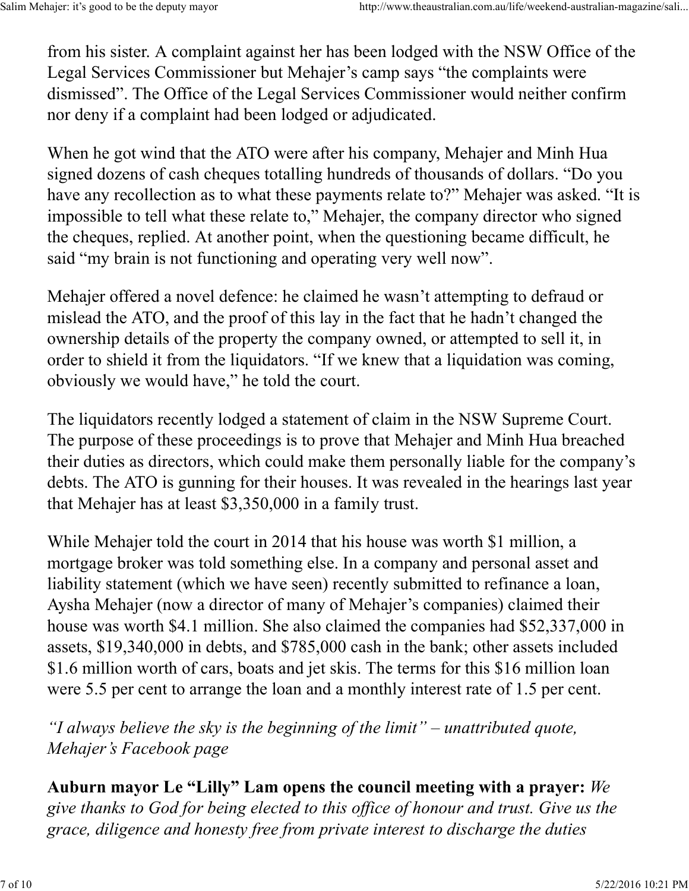from his sister. A complaint against her has been lodged with the NSW Office of the Legal Services Commissioner but Mehajer's camp says "the complaints were dismissed". The Office of the Legal Services Commissioner would neither confirm nor deny if a complaint had been lodged or adjudicated.

When he got wind that the ATO were after his company, Mehajer and Minh Hua signed dozens of cash cheques totalling hundreds of thousands of dollars. "Do you have any recollection as to what these payments relate to?" Mehajer was asked. "It is impossible to tell what these relate to," Mehajer, the company director who signed the cheques, replied. At another point, when the questioning became difficult, he said "my brain is not functioning and operating very well now".

Mehajer offered a novel defence: he claimed he wasn't attempting to defraud or mislead the ATO, and the proof of this lay in the fact that he hadn't changed the ownership details of the property the company owned, or attempted to sell it, in order to shield it from the liquidators. "If we knew that a liquidation was coming, obviously we would have," he told the court.

The liquidators recently lodged a statement of claim in the NSW Supreme Court. The purpose of these proceedings is to prove that Mehajer and Minh Hua breached their duties as directors, which could make them personally liable for the company's debts. The ATO is gunning for their houses. It was revealed in the hearings last year that Mehajer has at least $3,350,000 in a family trust.

While Mehajer told the court in 2014 that his house was worth $1 million, a mortgage broker was told something else. In a company and personal asset and liability statement (which we have seen) recently submitted to refinance a loan, Aysha Mehajer (now a director of many of Mehajer's companies) claimed their house was worth $4.1 million. She also claimed the companies had $52,337,000 in assets, $19,340,000 in debts, and $785,000 cash in the bank; other assets included $1.6 million worth of cars, boats and jet skis. The terms for this $16 million loan were 5.5 per cent to arrange the loan and a monthly interest rate of 1.5 per cent.

*"I always believe the sky is the beginning of the limit" – unattributed quote, Mehajer's Facebook page*

**Auburn mayor Le "Lilly" Lam opens the council meeting with a prayer:** *We give thanks to God for being elected to this office of honour and trust. Give us the grace, diligence and honesty free from private interest to discharge the duties*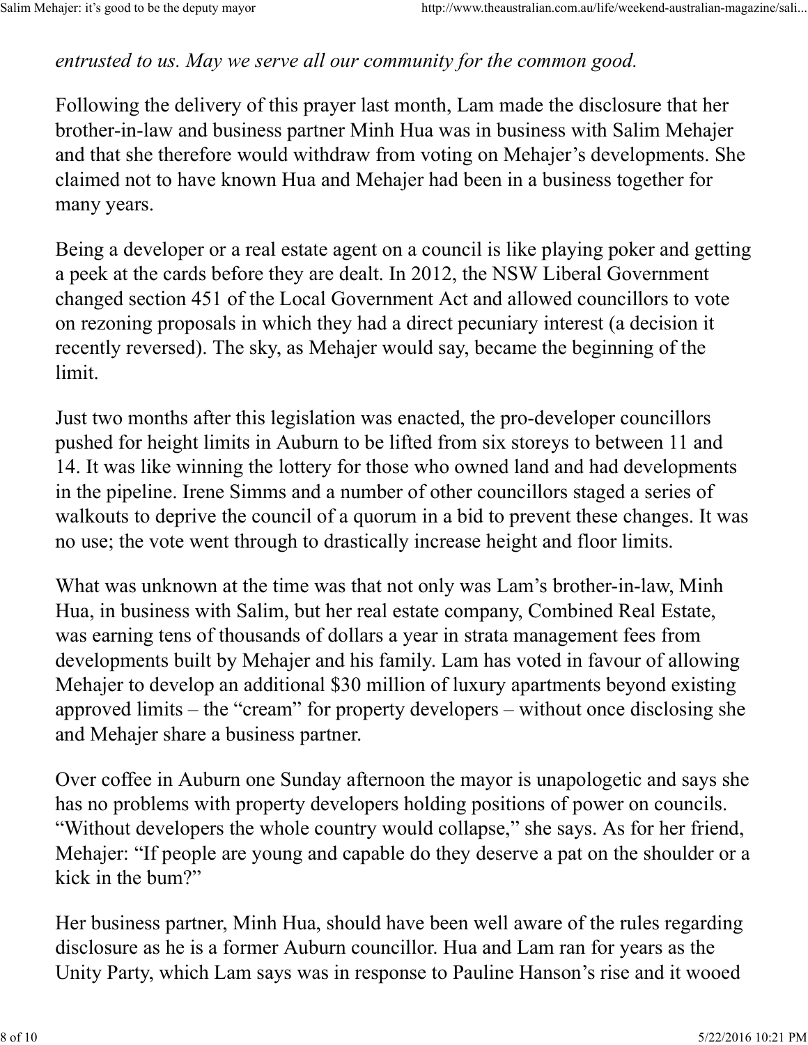*entrusted to us. May we serve all our community for the common good.*

Following the delivery of this prayer last month, Lam made the disclosure that her brother-in-law and business partner Minh Hua was in business with Salim Mehajer and that she therefore would withdraw from voting on Mehajer's developments. She claimed not to have known Hua and Mehajer had been in a business together for many years.

Being a developer or a real estate agent on a council is like playing poker and getting a peek at the cards before they are dealt. In 2012, the NSW Liberal Government changed section 451 of the Local Government Act and allowed councillors to vote on rezoning proposals in which they had a direct pecuniary interest (a decision it recently reversed). The sky, as Mehajer would say, became the beginning of the limit.

Just two months after this legislation was enacted, the pro-developer councillors pushed for height limits in Auburn to be lifted from six storeys to between 11 and 14. It was like winning the lottery for those who owned land and had developments in the pipeline. Irene Simms and a number of other councillors staged a series of walkouts to deprive the council of a quorum in a bid to prevent these changes. It was no use; the vote went through to drastically increase height and floor limits.

What was unknown at the time was that not only was Lam's brother-in-law, Minh Hua, in business with Salim, but her real estate company, Combined Real Estate, was earning tens of thousands of dollars a year in strata management fees from developments built by Mehajer and his family. Lam has voted in favour of allowing Mehajer to develop an additional $30 million of luxury apartments beyond existing approved limits – the "cream" for property developers – without once disclosing she and Mehajer share a business partner.

Over coffee in Auburn one Sunday afternoon the mayor is unapologetic and says she has no problems with property developers holding positions of power on councils. "Without developers the whole country would collapse," she says. As for her friend, Mehajer: "If people are young and capable do they deserve a pat on the shoulder or a kick in the bum?"

Her business partner, Minh Hua, should have been well aware of the rules regarding disclosure as he is a former Auburn councillor. Hua and Lam ran for years as the Unity Party, which Lam says was in response to Pauline Hanson's rise and it wooed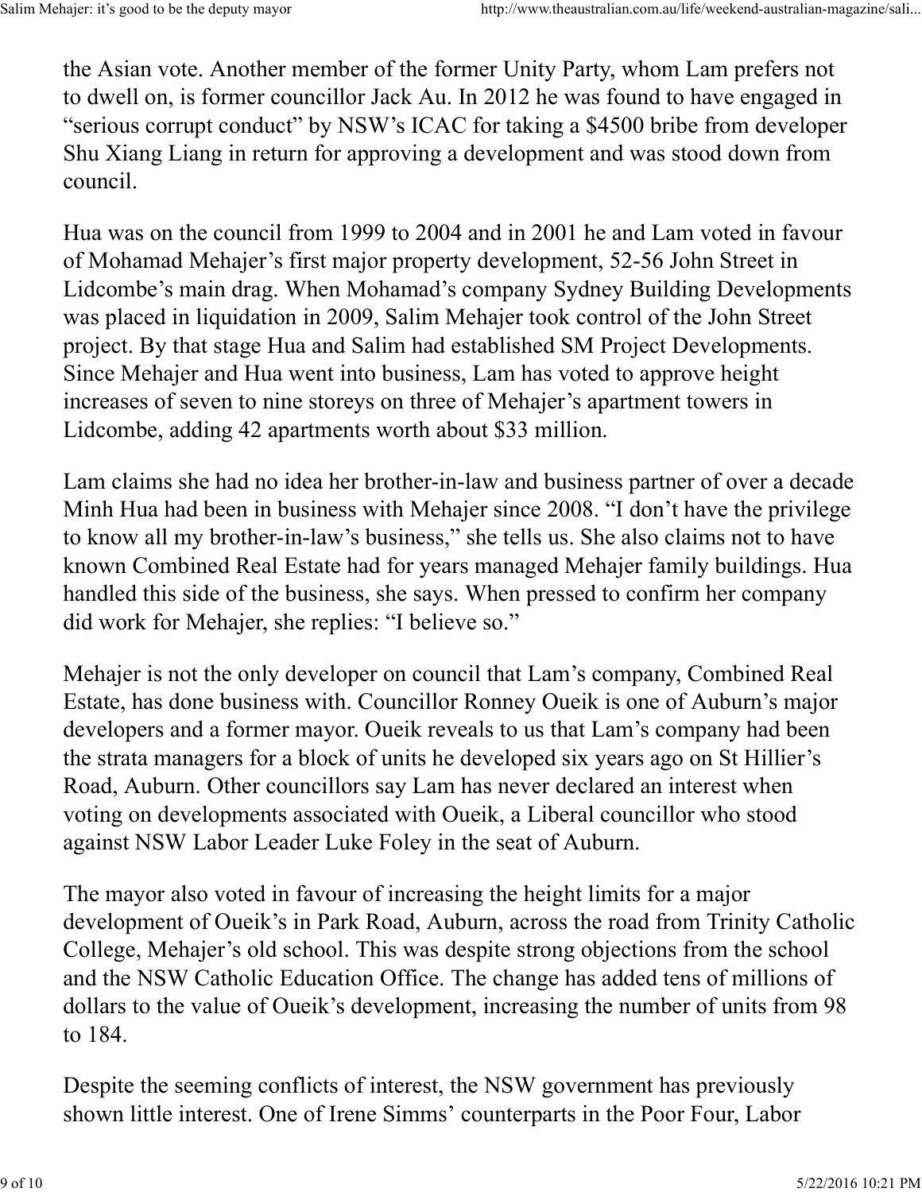the Asian vote. Another member of the former Unity Party, whom Lam prefers not to dwell on, is former councillor Jack Au. In 2012 he was found to have engaged in "serious corrupt conduct" by NSW's ICAC for taking a $4500 bribe from developer Shu Xiang Liang in return for approving a development and was stood down from council.

Hua was on the council from 1999 to 2004 and in 2001 he and Lam voted in favour of Mohamad Mehajer's first major property development, 52-56 John Street in Lidcombe's main drag. When Mohamad's company Sydney Building Developments was placed in liquidation in 2009, Salim Mehajer took control of the John Street project. By that stage Hua and Salim had established SM Project Developments. Since Mehajer and Hua went into business, Lam has voted to approve height increases of seven to nine storeys on three of Mehajer's apartment towers in Lidcombe, adding 42 apartments worth about $33 million.

Lam claims she had no idea her brother-in-law and business partner of over a decade Minh Hua had been in business with Mehajer since 2008. "I don't have the privilege to know all my brother-in-law's business," she tells us. She also claims not to have known Combined Real Estate had for years managed Mehajer family buildings. Hua handled this side of the business, she says. When pressed to confirm her company did work for Mehajer, she replies: "I believe so."

Mehajer is not the only developer on council that Lam's company, Combined Real Estate, has done business with. Councillor Ronney Oueik is one of Auburn's major developers and a former mayor. Oueik reveals to us that Lam's company had been the strata managers for a block of units he developed six years ago on St Hillier's Road, Auburn. Other councillors say Lam has never declared an interest when voting on developments associated with Oueik, a Liberal councillor who stood against NSW Labor Leader Luke Foley in the seat of Auburn.

The mayor also voted in favour of increasing the height limits for a major development of Oueik's in Park Road, Auburn, across the road from Trinity Catholic College, Mehajer's old school. This was despite strong objections from the school and the NSW Catholic Education Office. The change has added tens of millions of dollars to the value of Oueik's development, increasing the number of units from 98 to 184.

Despite the seeming conflicts of interest, the NSW government has previously shown little interest. One of Irene Simms' counterparts in the Poor Four, Labor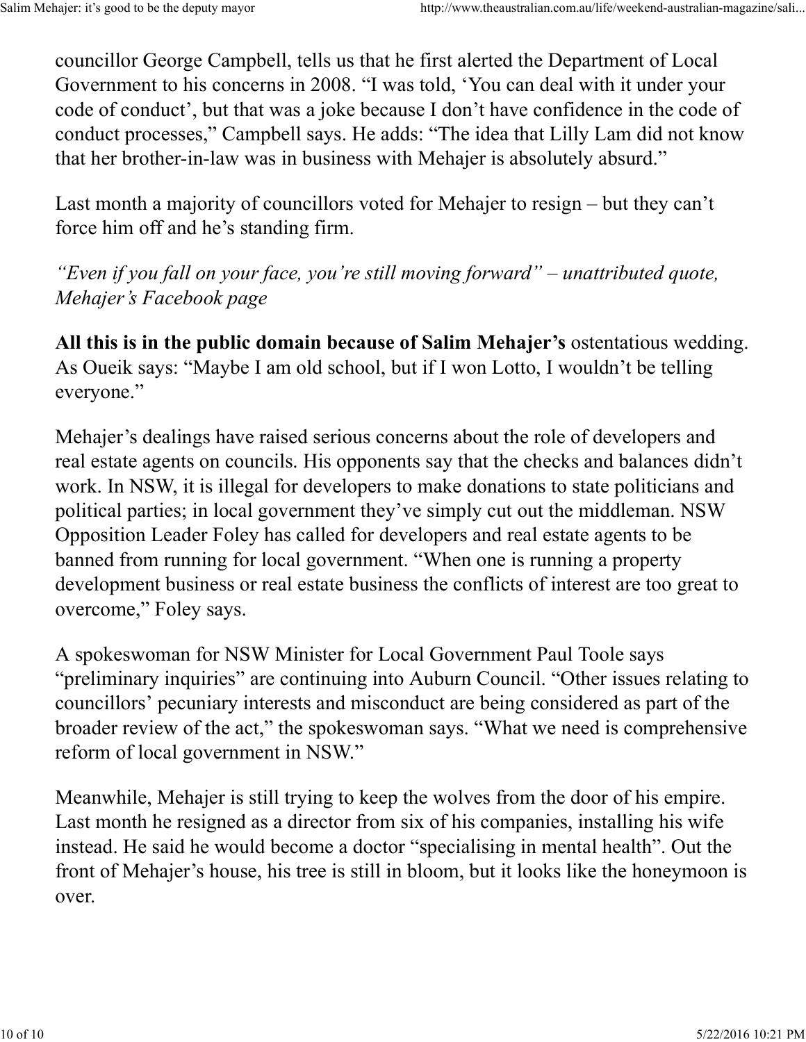councillor George Campbell, tells us that he first alerted the Department of Local Government to his concerns in 2008. "I was told, 'You can deal with it under your code of conduct', but that was a joke because I don't have confidence in the code of conduct processes," Campbell says. He adds: "The idea that Lilly Lam did not know that her brother-in-law was in business with Mehajer is absolutely absurd."

Last month a majority of councillors voted for Mehajer to resign – but they can't force him off and he's standing firm.

*"Even if you fall on your face, you're still moving forward" – unattributed quote, Mehajer's Facebook page*

**All this is in the public domain because of Salim Mehajer's** ostentatious wedding. As Oueik says: "Maybe I am old school, but if I won Lotto, I wouldn't be telling everyone."

Mehajer's dealings have raised serious concerns about the role of developers and real estate agents on councils. His opponents say that the checks and balances didn't work. In NSW, it is illegal for developers to make donations to state politicians and political parties; in local government they've simply cut out the middleman. NSW Opposition Leader Foley has called for developers and real estate agents to be banned from running for local government. "When one is running a property development business or real estate business the conflicts of interest are too great to overcome," Foley says.

A spokeswoman for NSW Minister for Local Government Paul Toole says "preliminary inquiries" are continuing into Auburn Council. "Other issues relating to councillors' pecuniary interests and misconduct are being considered as part of the broader review of the act," the spokeswoman says. "What we need is comprehensive reform of local government in NSW."

Meanwhile, Mehajer is still trying to keep the wolves from the door of his empire. Last month he resigned as a director from six of his companies, installing his wife instead. He said he would become a doctor "specialising in mental health". Out the front of Mehajer's house, his tree is still in bloom, but it looks like the honeymoon is over.